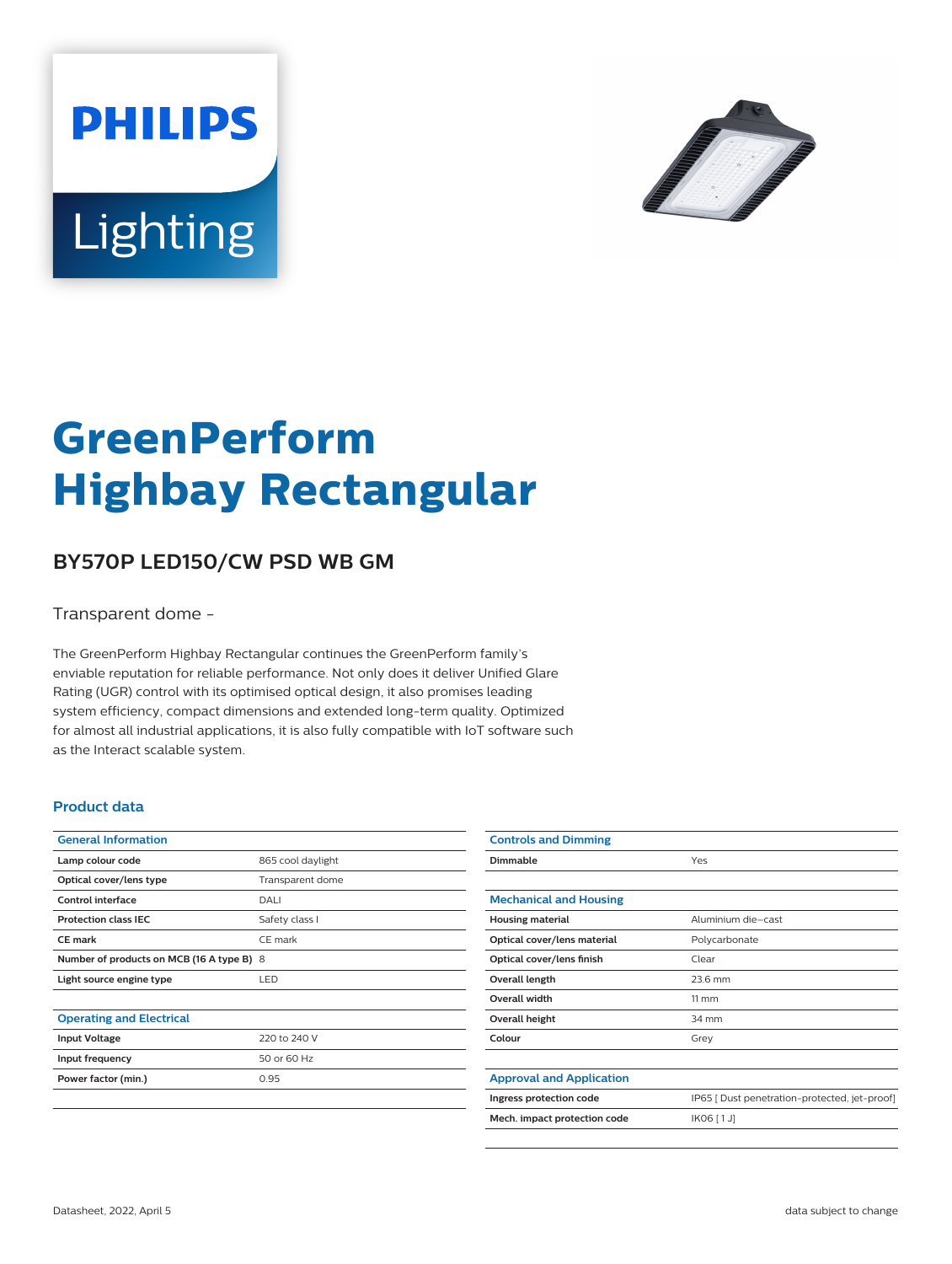# GreenPerform Highbay Rectangular

## BY570P LED150/CW PSD WB GM

Transparent dome -

The GreenPerform Highbay Rectangular continues the GreenPerform family's enviable reputation for reliable performance. Not only does it deliver Unified Glare Rating (UGR) control with its optimised optical design, it also promises leading system efficiency, compact dimensions and extended long-term quality. Optimized for almost all industrial applications, it is also fully compatible with IoT software such as the Interact scalable system.

### Product data

| General Information | |
|---|---|
| Lamp colour code | 865 cool daylight |
| Optical cover/lens type | Transparent dome |
| Control interface | DALI |
| Protection class IEC | Safety class I |
| CE mark | CE mark |
| Number of products on MCB (16 A type B) | 8 |
| Light source engine type | LED |

| Operating and Electrical | |
|---|---|
| Input Voltage | 220 to 240 V |
| Input frequency | 50 or 60 Hz |
| Power factor (min.) | 0.95 |

| Controls and Dimming | |
|---|---|
| Dimmable | Yes |

| Mechanical and Housing | |
|---|---|
| Housing material | Aluminium die-cast |
| Optical cover/lens material | Polycarbonate |
| Optical cover/lens finish | Clear |
| Overall length | 23.6 mm |
| Overall width | 11 mm |
| Overall height | 34 mm |
| Colour | Grey |

| Approval and Application | |
|---|---|
| Ingress protection code | IP65 [ Dust penetration-protected, jet-proof] |
| Mech. impact protection code | IK06 [ 1 J] |

Datasheet, 2022, April 5

data subject to change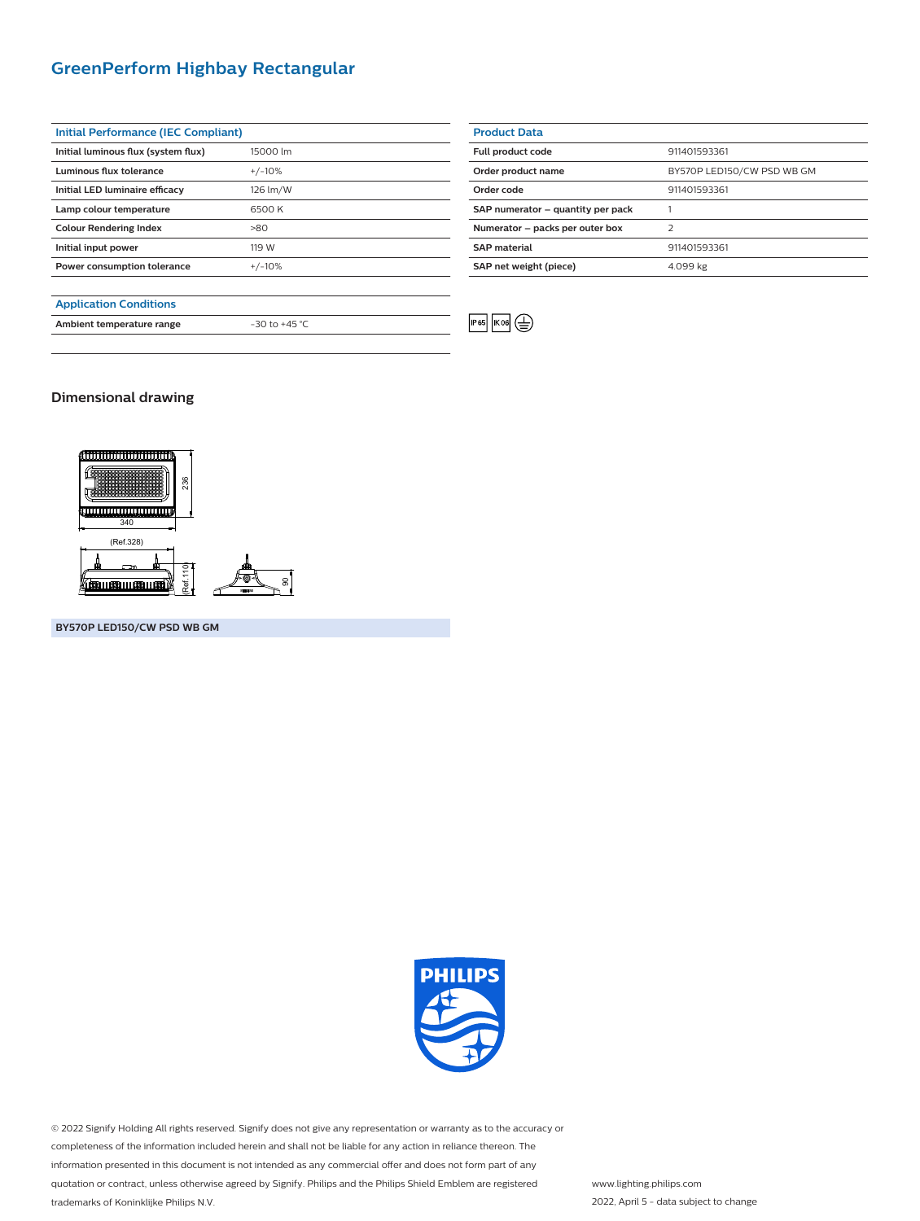# GreenPerform Highbay Rectangular

| Initial Performance (IEC Compliant) | |
|---|---|
| Initial luminous flux (system flux) | 15000 lm |
| Luminous flux tolerance | +/-10% |
| Initial LED luminaire efficacy | 126 lm/W |
| Lamp colour temperature | 6500 K |
| Colour Rendering Index | >80 |
| Initial input power | 119 W |
| Power consumption tolerance | +/-10% |

| Application Conditions | |
|---|---|
| Ambient temperature range | -30 to +45 °C |

| Product Data | |
|---|---|
| Full product code | 911401593361 |
| Order product name | BY570P LED150/CW PSD WB GM |
| Order code | 911401593361 |
| SAP numerator – quantity per pack | 1 |
| Numerator – packs per outer box | 2 |
| SAP material | 911401593361 |
| SAP net weight (piece) | 4.099 kg |

IP65 IK06

## Dimensional drawing

236
340
(Ref.328)
(Ref.110)
90

**BY570P LED150/CW PSD WB GM**

© 2022 Signify Holding All rights reserved. Signify does not give any representation or warranty as to the accuracy or completeness of the information included herein and shall not be liable for any action in reliance thereon. The information presented in this document is not intended as any commercial offer and does not form part of any quotation or contract, unless otherwise agreed by Signify. Philips and the Philips Shield Emblem are registered trademarks of Koninklijke Philips N.V.

www.lighting.philips.com
2022, April 5 - data subject to change